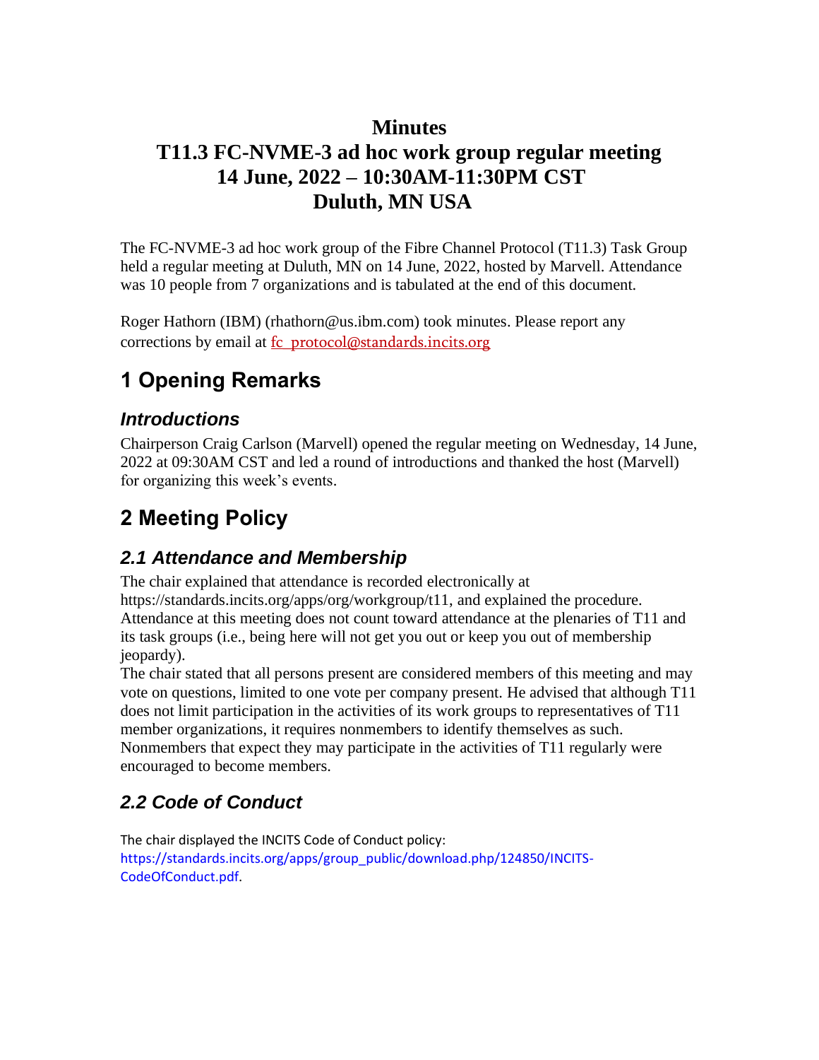# Minutes

# T11.3 FC-NVME-3 ad hoc work group regular meeting

# 14 June, 2022 – 10:30AM-11:30PM CST

# Duluth, MN USA

The FC-NVME-3 ad hoc work group of the Fibre Channel Protocol (T11.3) Task Group held a regular meeting at Duluth, MN on 14 June, 2022, hosted by Marvell. Attendance was 10 people from 7 organizations and is tabulated at the end of this document.

Roger Hathorn (IBM) (rhathorn@us.ibm.com) took minutes. Please report any corrections by email at fc_protocol@standards.incits.org

## 1 Opening Remarks

### *Introductions*

Chairperson Craig Carlson (Marvell) opened the regular meeting on Wednesday, 14 June, 2022 at 09:30AM CST and led a round of introductions and thanked the host (Marvell) for organizing this week's events.

## 2 Meeting Policy

### *2.1 Attendance and Membership*

The chair explained that attendance is recorded electronically at https://standards.incits.org/apps/org/workgroup/t11, and explained the procedure. Attendance at this meeting does not count toward attendance at the plenaries of T11 and its task groups (i.e., being here will not get you out or keep you out of membership jeopardy).

The chair stated that all persons present are considered members of this meeting and may vote on questions, limited to one vote per company present. He advised that although T11 does not limit participation in the activities of its work groups to representatives of T11 member organizations, it requires nonmembers to identify themselves as such. Nonmembers that expect they may participate in the activities of T11 regularly were encouraged to become members.

### *2.2 Code of Conduct*

The chair displayed the INCITS Code of Conduct policy: https://standards.incits.org/apps/group_public/download.php/124850/INCITS-CodeOfConduct.pdf.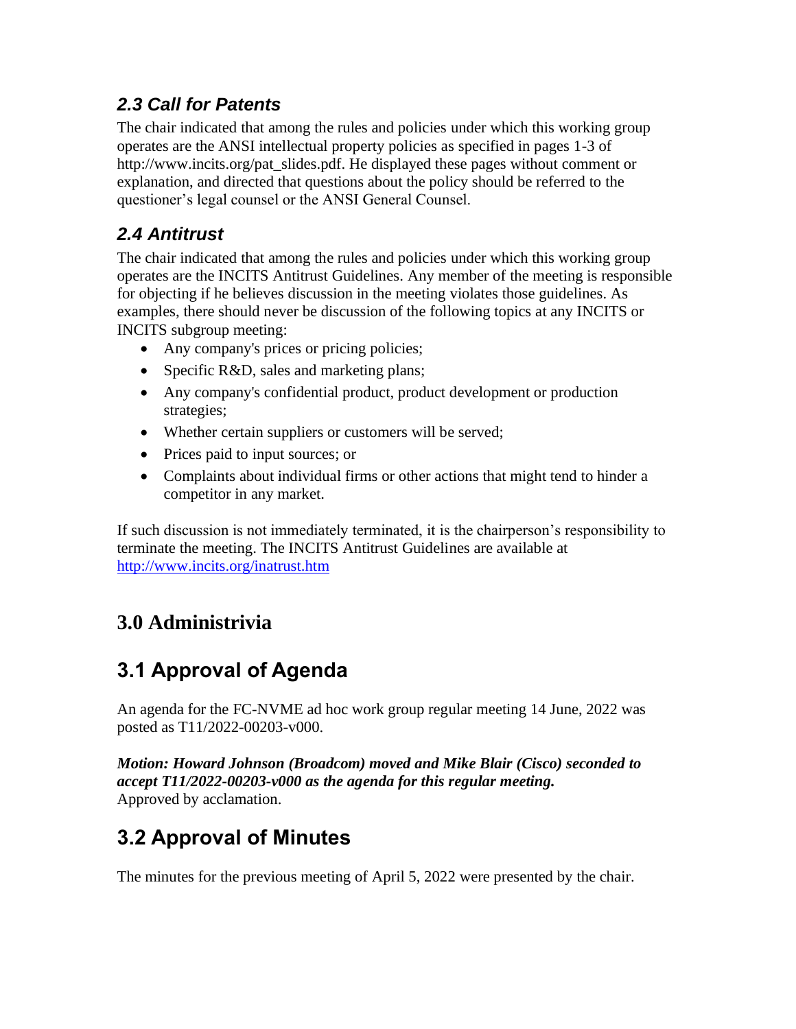### *2.3 Call for Patents*

The chair indicated that among the rules and policies under which this working group operates are the ANSI intellectual property policies as specified in pages 1-3 of http://www.incits.org/pat_slides.pdf. He displayed these pages without comment or explanation, and directed that questions about the policy should be referred to the questioner's legal counsel or the ANSI General Counsel.

### *2.4 Antitrust*

The chair indicated that among the rules and policies under which this working group operates are the INCITS Antitrust Guidelines. Any member of the meeting is responsible for objecting if he believes discussion in the meeting violates those guidelines. As examples, there should never be discussion of the following topics at any INCITS or INCITS subgroup meeting:

- Any company's prices or pricing policies;
- Specific R&D, sales and marketing plans;
- Any company's confidential product, product development or production strategies;
- Whether certain suppliers or customers will be served;
- Prices paid to input sources; or
- Complaints about individual firms or other actions that might tend to hinder a competitor in any market.

If such discussion is not immediately terminated, it is the chairperson's responsibility to terminate the meeting. The INCITS Antitrust Guidelines are available at http://www.incits.org/inatrust.htm

## 3.0 Administrivia

## 3.1 Approval of Agenda

An agenda for the FC-NVME ad hoc work group regular meeting 14 June, 2022 was posted as T11/2022-00203-v000.

***Motion: Howard Johnson (Broadcom) moved and Mike Blair (Cisco) seconded to accept T11/2022-00203-v000 as the agenda for this regular meeting.***
Approved by acclamation.

## 3.2 Approval of Minutes

The minutes for the previous meeting of April 5, 2022 were presented by the chair.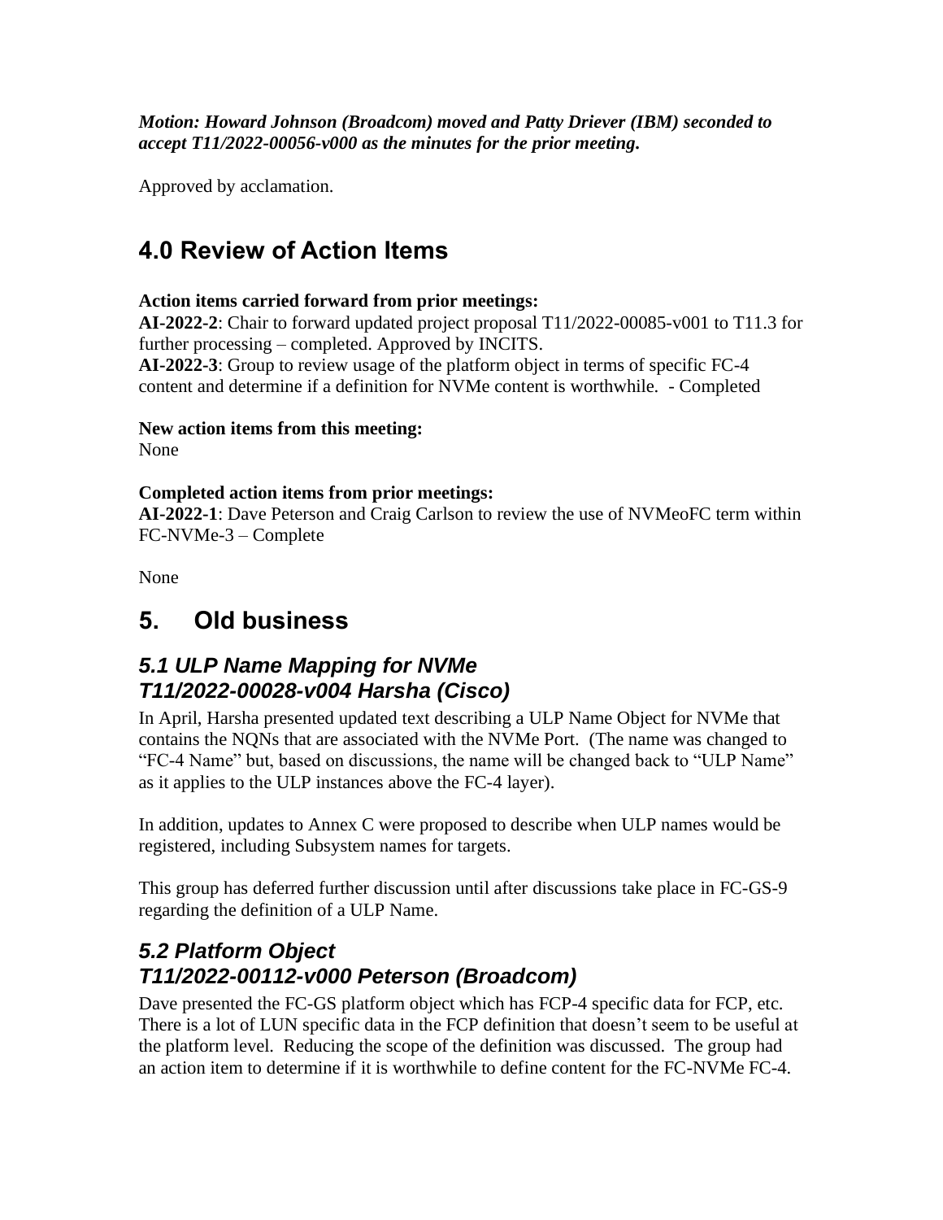***Motion: Howard Johnson (Broadcom) moved and Patty Driever (IBM) seconded to accept T11/2022-00056-v000 as the minutes for the prior meeting.***

Approved by acclamation.

# 4.0 Review of Action Items

**Action items carried forward from prior meetings:**
**AI-2022-2**: Chair to forward updated project proposal T11/2022-00085-v001 to T11.3 for further processing – completed. Approved by INCITS.
**AI-2022-3**: Group to review usage of the platform object in terms of specific FC-4 content and determine if a definition for NVMe content is worthwhile. - Completed

**New action items from this meeting:**
None

**Completed action items from prior meetings:**
**AI-2022-1**: Dave Peterson and Craig Carlson to review the use of NVMeoFC term within FC-NVMe-3 – Complete

None

# 5. Old business

## *5.1 ULP Name Mapping for NVMe T11/2022-00028-v004 Harsha (Cisco)*

In April, Harsha presented updated text describing a ULP Name Object for NVMe that contains the NQNs that are associated with the NVMe Port. (The name was changed to "FC-4 Name" but, based on discussions, the name will be changed back to "ULP Name" as it applies to the ULP instances above the FC-4 layer).

In addition, updates to Annex C were proposed to describe when ULP names would be registered, including Subsystem names for targets.

This group has deferred further discussion until after discussions take place in FC-GS-9 regarding the definition of a ULP Name.

## *5.2 Platform Object T11/2022-00112-v000 Peterson (Broadcom)*

Dave presented the FC-GS platform object which has FCP-4 specific data for FCP, etc. There is a lot of LUN specific data in the FCP definition that doesn't seem to be useful at the platform level. Reducing the scope of the definition was discussed. The group had an action item to determine if it is worthwhile to define content for the FC-NVMe FC-4.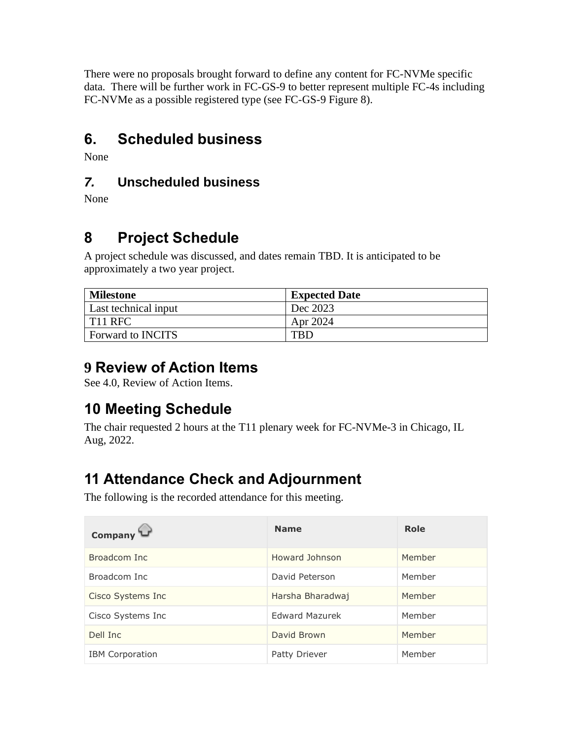There were no proposals brought forward to define any content for FC-NVMe specific data. There will be further work in FC-GS-9 to better represent multiple FC-4s including FC-NVMe as a possible registered type (see FC-GS-9 Figure 8).

## 6. Scheduled business

None

### *7.* Unscheduled business

None

## 8 Project Schedule

A project schedule was discussed, and dates remain TBD. It is anticipated to be approximately a two year project.

| Milestone | Expected Date |
|---|---|
| Last technical input | Dec 2023 |
| T11 RFC | Apr 2024 |
| Forward to INCITS | TBD |

## 9 Review of Action Items

See 4.0, Review of Action Items.

## 10 Meeting Schedule

The chair requested 2 hours at the T11 plenary week for FC-NVMe-3 in Chicago, IL Aug, 2022.

## 11 Attendance Check and Adjournment

The following is the recorded attendance for this meeting.

| Company | Name | Role |
|---|---|---|
| Broadcom Inc | Howard Johnson | Member |
| Broadcom Inc | David Peterson | Member |
| Cisco Systems Inc | Harsha Bharadwaj | Member |
| Cisco Systems Inc | Edward Mazurek | Member |
| Dell Inc | David Brown | Member |
| IBM Corporation | Patty Driever | Member |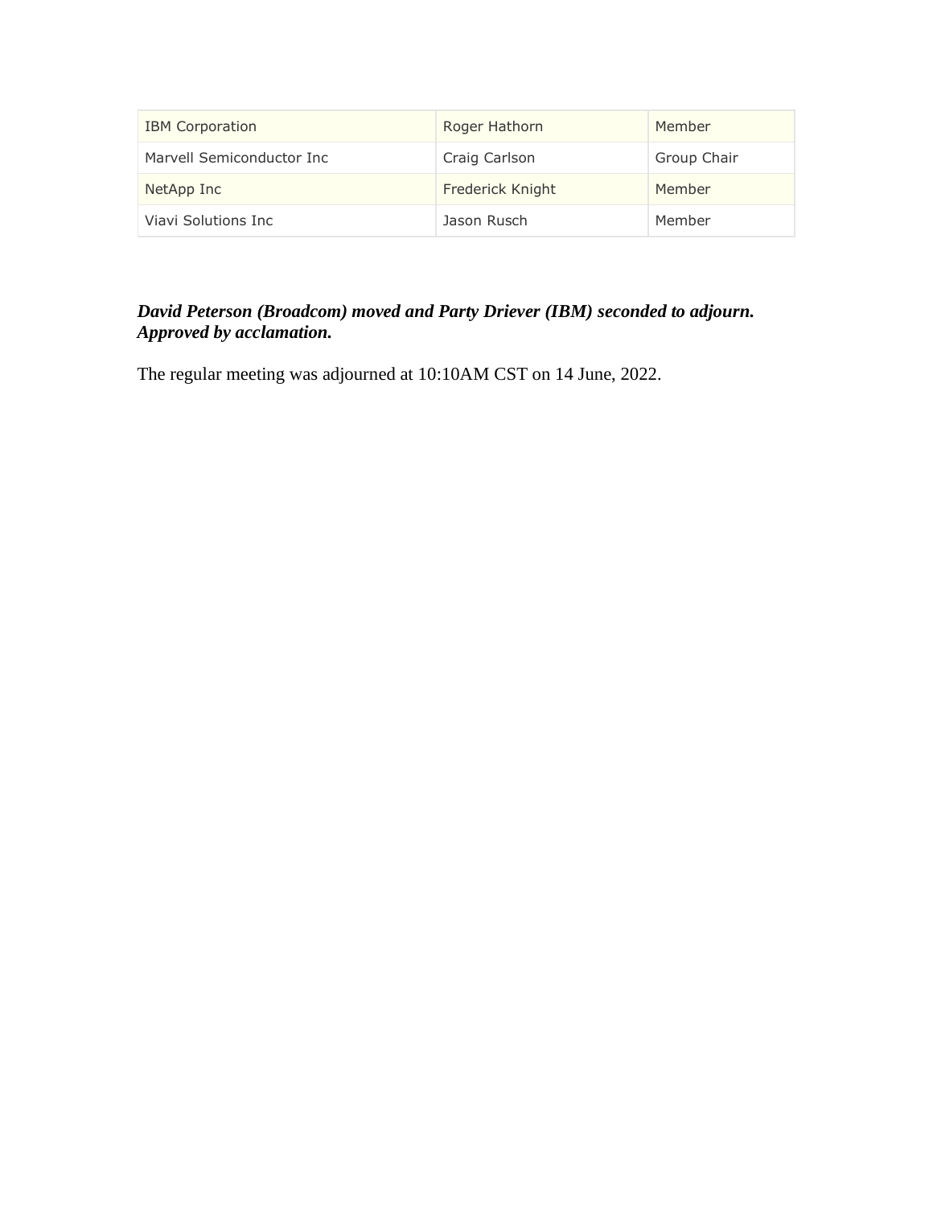| | | |
|---|---|---|
| IBM Corporation | Roger Hathorn | Member |
| Marvell Semiconductor Inc | Craig Carlson | Group Chair |
| NetApp Inc | Frederick Knight | Member |
| Viavi Solutions Inc | Jason Rusch | Member |

***David Peterson (Broadcom) moved and Party Driever (IBM) seconded to adjourn. Approved by acclamation.***

The regular meeting was adjourned at 10:10AM CST on 14 June, 2022.